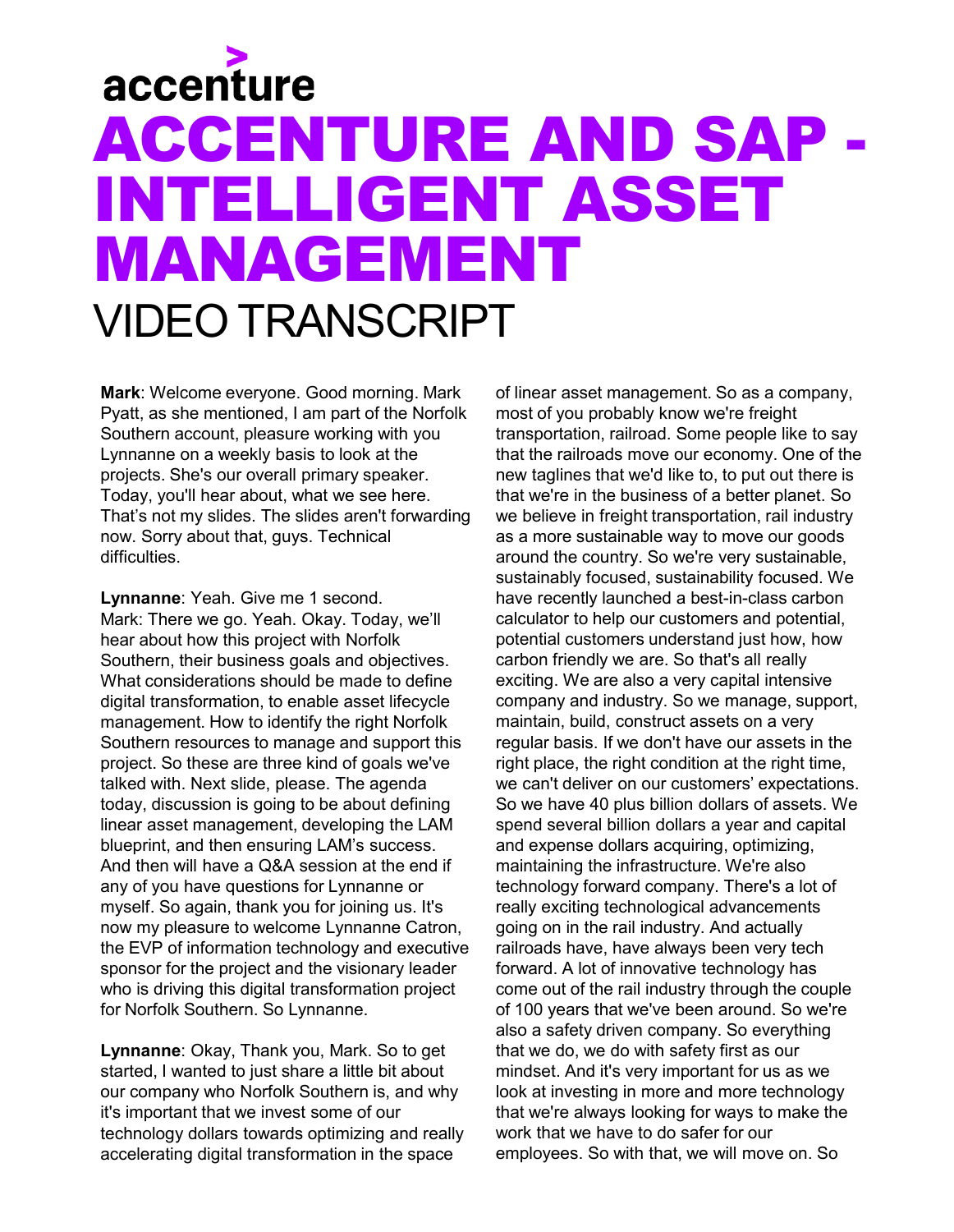accenture

# ACCENTURE AND SAP - INTELLIGENT ASSET MANAGEMENT

## VIDEO TRANSCRIPT

**Mark**: Welcome everyone. Good morning. Mark Pyatt, as she mentioned, I am part of the Norfolk Southern account, pleasure working with you Lynnanne on a weekly basis to look at the projects. She's our overall primary speaker. Today, you'll hear about, what we see here. That's not my slides. The slides aren't forwarding now. Sorry about that, guys. Technical difficulties.

**Lynnanne**: Yeah. Give me 1 second.
Mark: There we go. Yeah. Okay. Today, we'll hear about how this project with Norfolk Southern, their business goals and objectives. What considerations should be made to define digital transformation, to enable asset lifecycle management. How to identify the right Norfolk Southern resources to manage and support this project. So these are three kind of goals we've talked with. Next slide, please. The agenda today, discussion is going to be about defining linear asset management, developing the LAM blueprint, and then ensuring LAM's success. And then will have a Q&A session at the end if any of you have questions for Lynnanne or myself. So again, thank you for joining us. It's now my pleasure to welcome Lynnanne Catron, the EVP of information technology and executive sponsor for the project and the visionary leader who is driving this digital transformation project for Norfolk Southern. So Lynnanne.

**Lynnanne**: Okay, Thank you, Mark. So to get started, I wanted to just share a little bit about our company who Norfolk Southern is, and why it's important that we invest some of our technology dollars towards optimizing and really accelerating digital transformation in the space of linear asset management. So as a company, most of you probably know we're freight transportation, railroad. Some people like to say that the railroads move our economy. One of the new taglines that we'd like to, to put out there is that we're in the business of a better planet. So we believe in freight transportation, rail industry as a more sustainable way to move our goods around the country. So we're very sustainable, sustainably focused, sustainability focused. We have recently launched a best-in-class carbon calculator to help our customers and potential, potential customers understand just how, how carbon friendly we are. So that's all really exciting. We are also a very capital intensive company and industry. So we manage, support, maintain, build, construct assets on a very regular basis. If we don't have our assets in the right place, the right condition at the right time, we can't deliver on our customers' expectations. So we have 40 plus billion dollars of assets. We spend several billion dollars a year and capital and expense dollars acquiring, optimizing, maintaining the infrastructure. We're also technology forward company. There's a lot of really exciting technological advancements going on in the rail industry. And actually railroads have, have always been very tech forward. A lot of innovative technology has come out of the rail industry through the couple of 100 years that we've been around. So we're also a safety driven company. So everything that we do, we do with safety first as our mindset. And it's very important for us as we look at investing in more and more technology that we're always looking for ways to make the work that we have to do safer for our employees. So with that, we will move on. So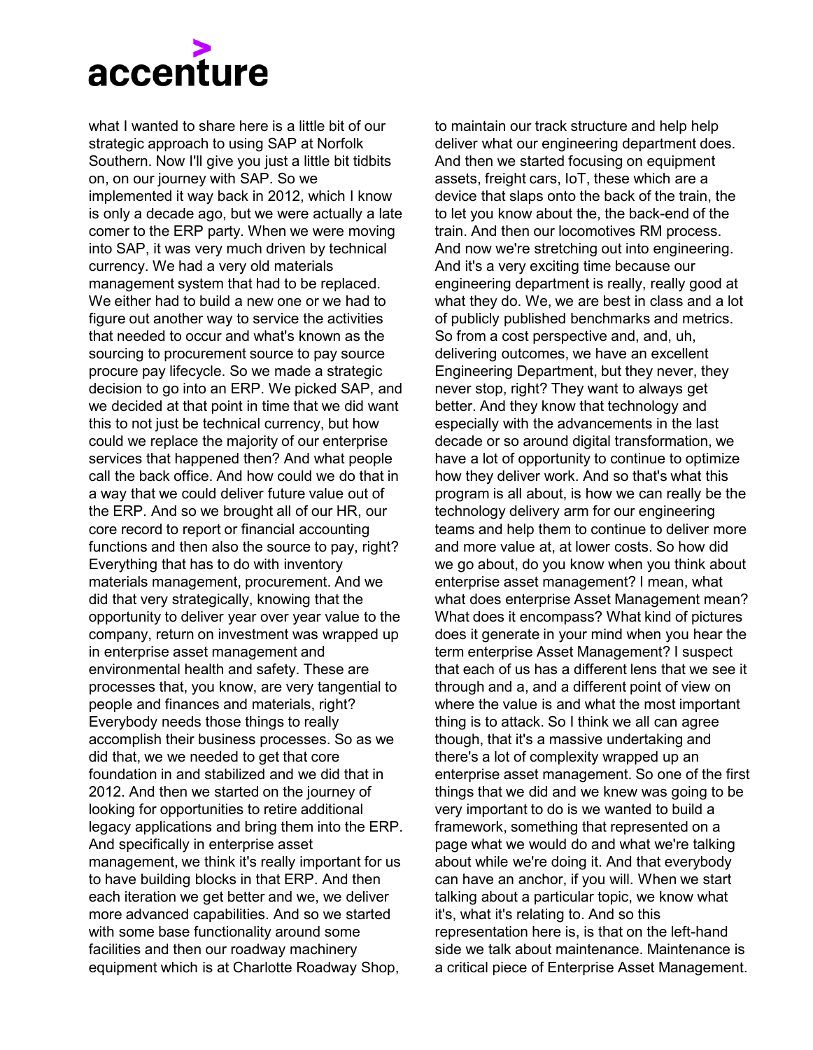what I wanted to share here is a little bit of our strategic approach to using SAP at Norfolk Southern. Now I'll give you just a little bit tidbits on, on our journey with SAP. So we implemented it way back in 2012, which I know is only a decade ago, but we were actually a late comer to the ERP party. When we were moving into SAP, it was very much driven by technical currency. We had a very old materials management system that had to be replaced. We either had to build a new one or we had to figure out another way to service the activities that needed to occur and what's known as the sourcing to procurement source to pay source procure pay lifecycle. So we made a strategic decision to go into an ERP. We picked SAP, and we decided at that point in time that we did want this to not just be technical currency, but how could we replace the majority of our enterprise services that happened then? And what people call the back office. And how could we do that in a way that we could deliver future value out of the ERP. And so we brought all of our HR, our core record to report or financial accounting functions and then also the source to pay, right? Everything that has to do with inventory materials management, procurement. And we did that very strategically, knowing that the opportunity to deliver year over year value to the company, return on investment was wrapped up in enterprise asset management and environmental health and safety. These are processes that, you know, are very tangential to people and finances and materials, right? Everybody needs those things to really accomplish their business processes. So as we did that, we we needed to get that core foundation in and stabilized and we did that in 2012. And then we started on the journey of looking for opportunities to retire additional legacy applications and bring them into the ERP. And specifically in enterprise asset management, we think it's really important for us to have building blocks in that ERP. And then each iteration we get better and we, we deliver more advanced capabilities. And so we started with some base functionality around some facilities and then our roadway machinery equipment which is at Charlotte Roadway Shop, to maintain our track structure and help help deliver what our engineering department does. And then we started focusing on equipment assets, freight cars, IoT, these which are a device that slaps onto the back of the train, the to let you know about the, the back-end of the train. And then our locomotives RM process. And now we're stretching out into engineering. And it's a very exciting time because our engineering department is really, really good at what they do. We, we are best in class and a lot of publicly published benchmarks and metrics. So from a cost perspective and, and, uh, delivering outcomes, we have an excellent Engineering Department, but they never, they never stop, right? They want to always get better. And they know that technology and especially with the advancements in the last decade or so around digital transformation, we have a lot of opportunity to continue to optimize how they deliver work. And so that's what this program is all about, is how we can really be the technology delivery arm for our engineering teams and help them to continue to deliver more and more value at, at lower costs. So how did we go about, do you know when you think about enterprise asset management? I mean, what what does enterprise Asset Management mean? What does it encompass? What kind of pictures does it generate in your mind when you hear the term enterprise Asset Management? I suspect that each of us has a different lens that we see it through and a, and a different point of view on where the value is and what the most important thing is to attack. So I think we all can agree though, that it's a massive undertaking and there's a lot of complexity wrapped up an enterprise asset management. So one of the first things that we did and we knew was going to be very important to do is we wanted to build a framework, something that represented on a page what we would do and what we're talking about while we're doing it. And that everybody can have an anchor, if you will. When we start talking about a particular topic, we know what it's, what it's relating to. And so this representation here is, is that on the left-hand side we talk about maintenance. Maintenance is a critical piece of Enterprise Asset Management.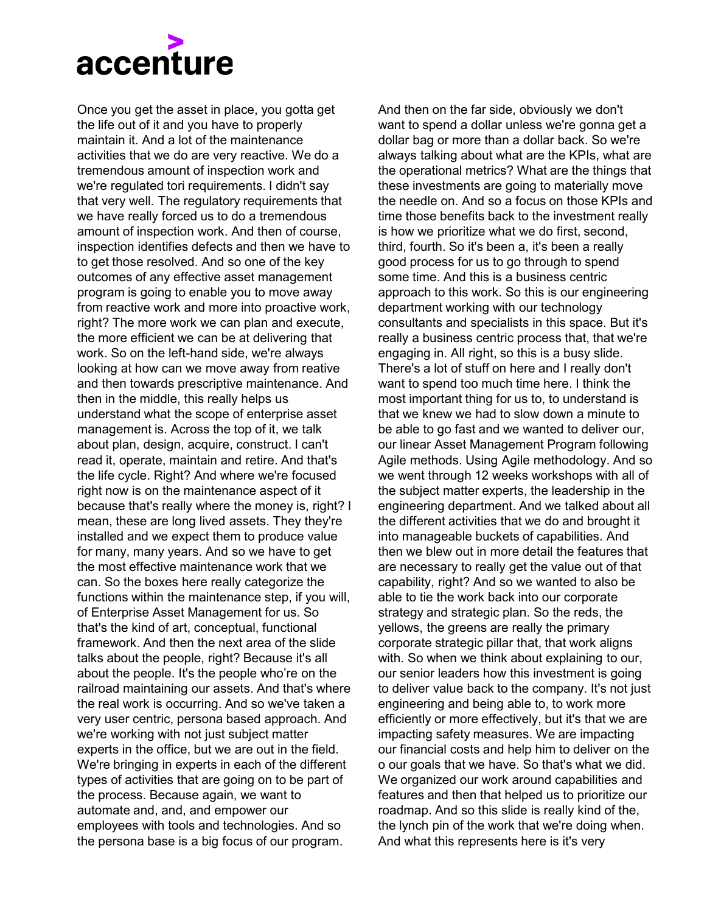Once you get the asset in place, you gotta get the life out of it and you have to properly maintain it. And a lot of the maintenance activities that we do are very reactive. We do a tremendous amount of inspection work and we're regulated tori requirements. I didn't say that very well. The regulatory requirements that we have really forced us to do a tremendous amount of inspection work. And then of course, inspection identifies defects and then we have to to get those resolved. And so one of the key outcomes of any effective asset management program is going to enable you to move away from reactive work and more into proactive work, right? The more work we can plan and execute, the more efficient we can be at delivering that work. So on the left-hand side, we're always looking at how can we move away from reative and then towards prescriptive maintenance. And then in the middle, this really helps us understand what the scope of enterprise asset management is. Across the top of it, we talk about plan, design, acquire, construct. I can't read it, operate, maintain and retire. And that's the life cycle. Right? And where we're focused right now is on the maintenance aspect of it because that's really where the money is, right? I mean, these are long lived assets. They they're installed and we expect them to produce value for many, many years. And so we have to get the most effective maintenance work that we can. So the boxes here really categorize the functions within the maintenance step, if you will, of Enterprise Asset Management for us. So that's the kind of art, conceptual, functional framework. And then the next area of the slide talks about the people, right? Because it's all about the people. It's the people who're on the railroad maintaining our assets. And that's where the real work is occurring. And so we've taken a very user centric, persona based approach. And we're working with not just subject matter experts in the office, but we are out in the field. We're bringing in experts in each of the different types of activities that are going on to be part of the process. Because again, we want to automate and, and, and empower our employees with tools and technologies. And so the persona base is a big focus of our program. And then on the far side, obviously we don't want to spend a dollar unless we're gonna get a dollar bag or more than a dollar back. So we're always talking about what are the KPIs, what are the operational metrics? What are the things that these investments are going to materially move the needle on. And so a focus on those KPIs and time those benefits back to the investment really is how we prioritize what we do first, second, third, fourth. So it's been a, it's been a really good process for us to go through to spend some time. And this is a business centric approach to this work. So this is our engineering department working with our technology consultants and specialists in this space. But it's really a business centric process that, that we're engaging in. All right, so this is a busy slide. There's a lot of stuff on here and I really don't want to spend too much time here. I think the most important thing for us to, to understand is that we knew we had to slow down a minute to be able to go fast and we wanted to deliver our, our linear Asset Management Program following Agile methods. Using Agile methodology. And so we went through 12 weeks workshops with all of the subject matter experts, the leadership in the engineering department. And we talked about all the different activities that we do and brought it into manageable buckets of capabilities. And then we blew out in more detail the features that are necessary to really get the value out of that capability, right? And so we wanted to also be able to tie the work back into our corporate strategy and strategic plan. So the reds, the yellows, the greens are really the primary corporate strategic pillar that, that work aligns with. So when we think about explaining to our, our senior leaders how this investment is going to deliver value back to the company. It's not just engineering and being able to, to work more efficiently or more effectively, but it's that we are impacting safety measures. We are impacting our financial costs and help him to deliver on the o our goals that we have. So that's what we did. We organized our work around capabilities and features and then that helped us to prioritize our roadmap. And so this slide is really kind of the, the lynch pin of the work that we're doing when. And what this represents here is it's very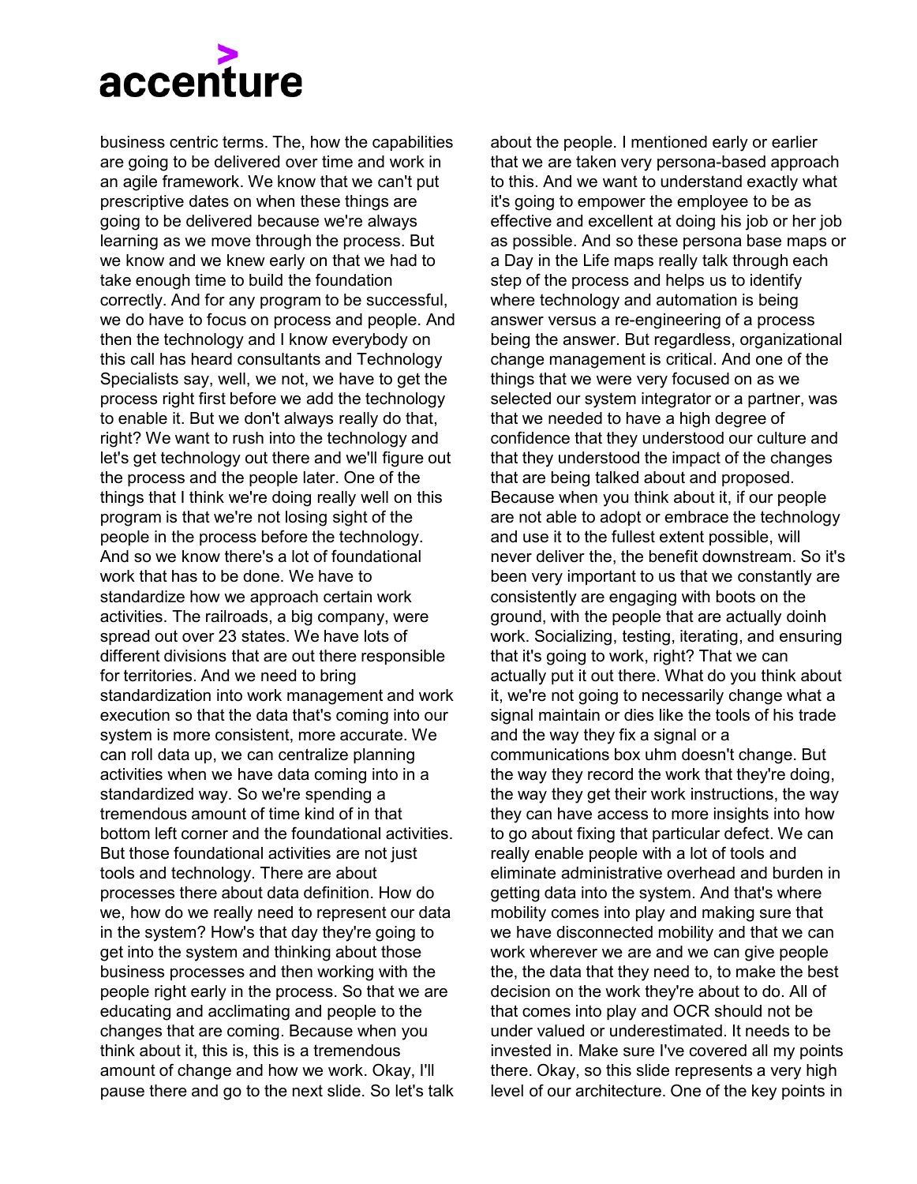business centric terms. The, how the capabilities are going to be delivered over time and work in an agile framework. We know that we can't put prescriptive dates on when these things are going to be delivered because we're always learning as we move through the process. But we know and we knew early on that we had to take enough time to build the foundation correctly. And for any program to be successful, we do have to focus on process and people. And then the technology and I know everybody on this call has heard consultants and Technology Specialists say, well, we not, we have to get the process right first before we add the technology to enable it. But we don't always really do that, right? We want to rush into the technology and let's get technology out there and we'll figure out the process and the people later. One of the things that I think we're doing really well on this program is that we're not losing sight of the people in the process before the technology. And so we know there's a lot of foundational work that has to be done. We have to standardize how we approach certain work activities. The railroads, a big company, were spread out over 23 states. We have lots of different divisions that are out there responsible for territories. And we need to bring standardization into work management and work execution so that the data that's coming into our system is more consistent, more accurate. We can roll data up, we can centralize planning activities when we have data coming into in a standardized way. So we're spending a tremendous amount of time kind of in that bottom left corner and the foundational activities. But those foundational activities are not just tools and technology. There are about processes there about data definition. How do we, how do we really need to represent our data in the system? How's that day they're going to get into the system and thinking about those business processes and then working with the people right early in the process. So that we are educating and acclimating and people to the changes that are coming. Because when you think about it, this is, this is a tremendous amount of change and how we work. Okay, I'll pause there and go to the next slide. So let's talk about the people. I mentioned early or earlier that we are taken very persona-based approach to this. And we want to understand exactly what it's going to empower the employee to be as effective and excellent at doing his job or her job as possible. And so these persona base maps or a Day in the Life maps really talk through each step of the process and helps us to identify where technology and automation is being answer versus a re-engineering of a process being the answer. But regardless, organizational change management is critical. And one of the things that we were very focused on as we selected our system integrator or a partner, was that we needed to have a high degree of confidence that they understood our culture and that they understood the impact of the changes that are being talked about and proposed. Because when you think about it, if our people are not able to adopt or embrace the technology and use it to the fullest extent possible, will never deliver the, the benefit downstream. So it's been very important to us that we constantly are consistently are engaging with boots on the ground, with the people that are actually doinh work. Socializing, testing, iterating, and ensuring that it's going to work, right? That we can actually put it out there. What do you think about it, we're not going to necessarily change what a signal maintain or dies like the tools of his trade and the way they fix a signal or a communications box uhm doesn't change. But the way they record the work that they're doing, the way they get their work instructions, the way they can have access to more insights into how to go about fixing that particular defect. We can really enable people with a lot of tools and eliminate administrative overhead and burden in getting data into the system. And that's where mobility comes into play and making sure that we have disconnected mobility and that we can work wherever we are and we can give people the, the data that they need to, to make the best decision on the work they're about to do. All of that comes into play and OCR should not be under valued or underestimated. It needs to be invested in. Make sure I've covered all my points there. Okay, so this slide represents a very high level of our architecture. One of the key points in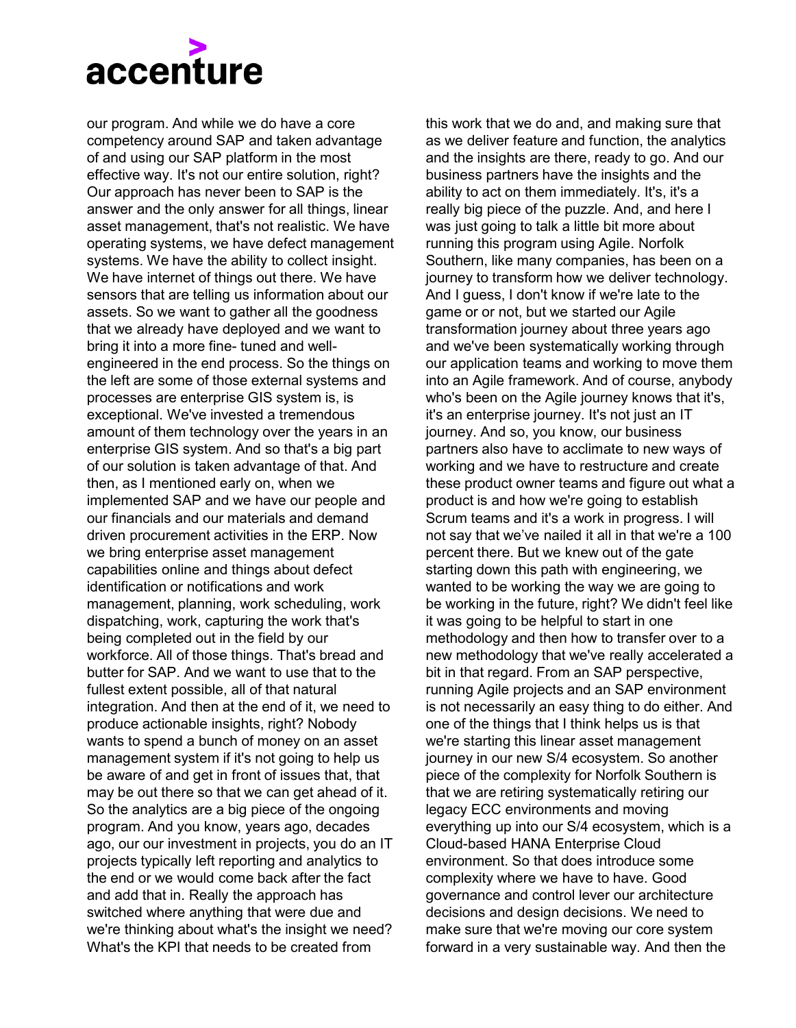our program. And while we do have a core competency around SAP and taken advantage of and using our SAP platform in the most effective way. It's not our entire solution, right? Our approach has never been to SAP is the answer and the only answer for all things, linear asset management, that's not realistic. We have operating systems, we have defect management systems. We have the ability to collect insight. We have internet of things out there. We have sensors that are telling us information about our assets. So we want to gather all the goodness that we already have deployed and we want to bring it into a more fine- tuned and well-engineered in the end process. So the things on the left are some of those external systems and processes are enterprise GIS system is, is exceptional. We've invested a tremendous amount of them technology over the years in an enterprise GIS system. And so that's a big part of our solution is taken advantage of that. And then, as I mentioned early on, when we implemented SAP and we have our people and our financials and our materials and demand driven procurement activities in the ERP. Now we bring enterprise asset management capabilities online and things about defect identification or notifications and work management, planning, work scheduling, work dispatching, work, capturing the work that's being completed out in the field by our workforce. All of those things. That's bread and butter for SAP. And we want to use that to the fullest extent possible, all of that natural integration. And then at the end of it, we need to produce actionable insights, right? Nobody wants to spend a bunch of money on an asset management system if it's not going to help us be aware of and get in front of issues that, that may be out there so that we can get ahead of it. So the analytics are a big piece of the ongoing program. And you know, years ago, decades ago, our our investment in projects, you do an IT projects typically left reporting and analytics to the end or we would come back after the fact and add that in. Really the approach has switched where anything that were due and we're thinking about what's the insight we need? What's the KPI that needs to be created from this work that we do and, and making sure that as we deliver feature and function, the analytics and the insights are there, ready to go. And our business partners have the insights and the ability to act on them immediately. It's, it's a really big piece of the puzzle. And, and here I was just going to talk a little bit more about running this program using Agile. Norfolk Southern, like many companies, has been on a journey to transform how we deliver technology. And I guess, I don't know if we're late to the game or or not, but we started our Agile transformation journey about three years ago and we've been systematically working through our application teams and working to move them into an Agile framework. And of course, anybody who's been on the Agile journey knows that it's, it's an enterprise journey. It's not just an IT journey. And so, you know, our business partners also have to acclimate to new ways of working and we have to restructure and create these product owner teams and figure out what a product is and how we're going to establish Scrum teams and it's a work in progress. I will not say that we've nailed it all in that we're a 100 percent there. But we knew out of the gate starting down this path with engineering, we wanted to be working the way we are going to be working in the future, right? We didn't feel like it was going to be helpful to start in one methodology and then how to transfer over to a new methodology that we've really accelerated a bit in that regard. From an SAP perspective, running Agile projects and an SAP environment is not necessarily an easy thing to do either. And one of the things that I think helps us is that we're starting this linear asset management journey in our new S/4 ecosystem. So another piece of the complexity for Norfolk Southern is that we are retiring systematically retiring our legacy ECC environments and moving everything up into our S/4 ecosystem, which is a Cloud-based HANA Enterprise Cloud environment. So that does introduce some complexity where we have to have. Good governance and control lever our architecture decisions and design decisions. We need to make sure that we're moving our core system forward in a very sustainable way. And then the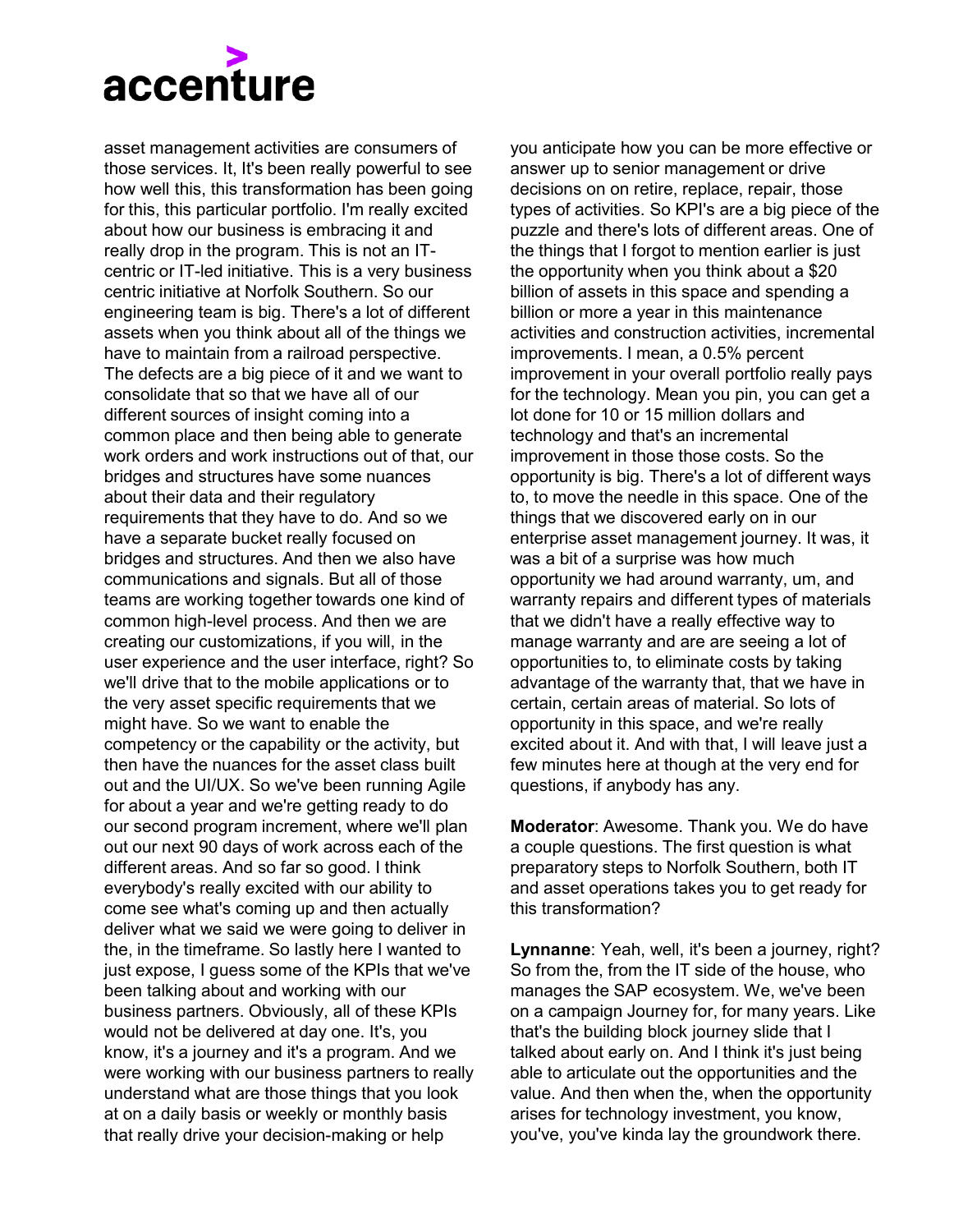asset management activities are consumers of those services. It, It's been really powerful to see how well this, this transformation has been going for this, this particular portfolio. I'm really excited about how our business is embracing it and really drop in the program. This is not an IT-centric or IT-led initiative. This is a very business centric initiative at Norfolk Southern. So our engineering team is big. There's a lot of different assets when you think about all of the things we have to maintain from a railroad perspective. The defects are a big piece of it and we want to consolidate that so that we have all of our different sources of insight coming into a common place and then being able to generate work orders and work instructions out of that, our bridges and structures have some nuances about their data and their regulatory requirements that they have to do. And so we have a separate bucket really focused on bridges and structures. And then we also have communications and signals. But all of those teams are working together towards one kind of common high-level process. And then we are creating our customizations, if you will, in the user experience and the user interface, right? So we'll drive that to the mobile applications or to the very asset specific requirements that we might have. So we want to enable the competency or the capability or the activity, but then have the nuances for the asset class built out and the UI/UX. So we've been running Agile for about a year and we're getting ready to do our second program increment, where we'll plan out our next 90 days of work across each of the different areas. And so far so good. I think everybody's really excited with our ability to come see what's coming up and then actually deliver what we said we were going to deliver in the, in the timeframe. So lastly here I wanted to just expose, I guess some of the KPIs that we've been talking about and working with our business partners. Obviously, all of these KPIs would not be delivered at day one. It's, you know, it's a journey and it's a program. And we were working with our business partners to really understand what are those things that you look at on a daily basis or weekly or monthly basis that really drive your decision-making or help you anticipate how you can be more effective or answer up to senior management or drive decisions on on retire, replace, repair, those types of activities. So KPI's are a big piece of the puzzle and there's lots of different areas. One of the things that I forgot to mention earlier is just the opportunity when you think about a $20 billion of assets in this space and spending a billion or more a year in this maintenance activities and construction activities, incremental improvements. I mean, a 0.5% percent improvement in your overall portfolio really pays for the technology. Mean you pin, you can get a lot done for 10 or 15 million dollars and technology and that's an incremental improvement in those those costs. So the opportunity is big. There's a lot of different ways to, to move the needle in this space. One of the things that we discovered early on in our enterprise asset management journey. It was, it was a bit of a surprise was how much opportunity we had around warranty, um, and warranty repairs and different types of materials that we didn't have a really effective way to manage warranty and are are seeing a lot of opportunities to, to eliminate costs by taking advantage of the warranty that, that we have in certain, certain areas of material. So lots of opportunity in this space, and we're really excited about it. And with that, I will leave just a few minutes here at though at the very end for questions, if anybody has any.

**Moderator**: Awesome. Thank you. We do have a couple questions. The first question is what preparatory steps to Norfolk Southern, both IT and asset operations takes you to get ready for this transformation?

**Lynnanne**: Yeah, well, it's been a journey, right? So from the, from the IT side of the house, who manages the SAP ecosystem. We, we've been on a campaign Journey for, for many years. Like that's the building block journey slide that I talked about early on. And I think it's just being able to articulate out the opportunities and the value. And then when the, when the opportunity arises for technology investment, you know, you've, you've kinda lay the groundwork there.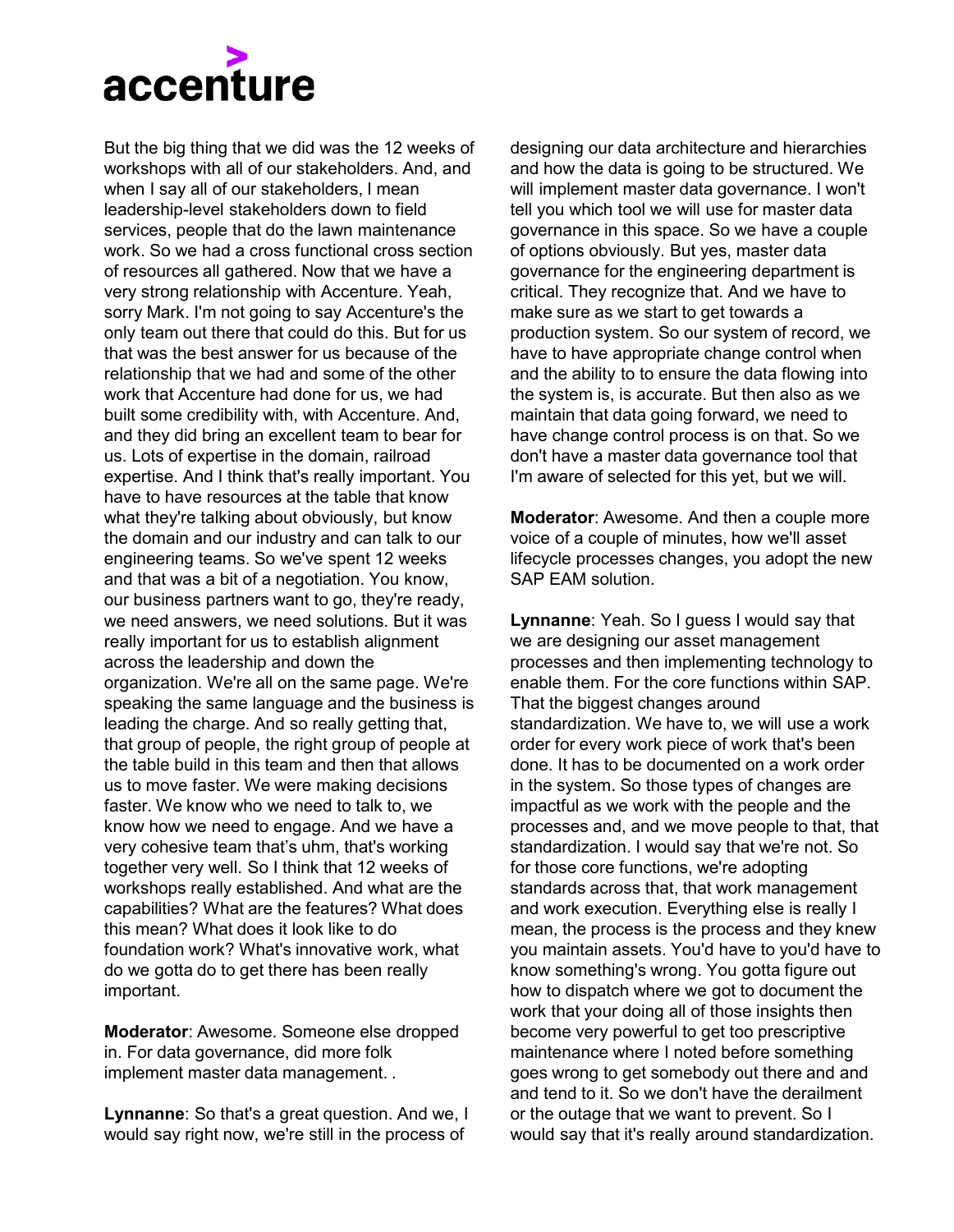But the big thing that we did was the 12 weeks of workshops with all of our stakeholders. And, and when I say all of our stakeholders, I mean leadership-level stakeholders down to field services, people that do the lawn maintenance work. So we had a cross functional cross section of resources all gathered. Now that we have a very strong relationship with Accenture. Yeah, sorry Mark. I'm not going to say Accenture's the only team out there that could do this. But for us that was the best answer for us because of the relationship that we had and some of the other work that Accenture had done for us, we had built some credibility with, with Accenture. And, and they did bring an excellent team to bear for us. Lots of expertise in the domain, railroad expertise. And I think that's really important. You have to have resources at the table that know what they're talking about obviously, but know the domain and our industry and can talk to our engineering teams. So we've spent 12 weeks and that was a bit of a negotiation. You know, our business partners want to go, they're ready, we need answers, we need solutions. But it was really important for us to establish alignment across the leadership and down the organization. We're all on the same page. We're speaking the same language and the business is leading the charge. And so really getting that, that group of people, the right group of people at the table build in this team and then that allows us to move faster. We were making decisions faster. We know who we need to talk to, we know how we need to engage. And we have a very cohesive team that's uhm, that's working together very well. So I think that 12 weeks of workshops really established. And what are the capabilities? What are the features? What does this mean? What does it look like to do foundation work? What's innovative work, what do we gotta do to get there has been really important.

**Moderator**: Awesome. Someone else dropped in. For data governance, did more folk implement master data management. .

**Lynnanne**: So that's a great question. And we, I would say right now, we're still in the process of designing our data architecture and hierarchies and how the data is going to be structured. We will implement master data governance. I won't tell you which tool we will use for master data governance in this space. So we have a couple of options obviously. But yes, master data governance for the engineering department is critical. They recognize that. And we have to make sure as we start to get towards a production system. So our system of record, we have to have appropriate change control when and the ability to to ensure the data flowing into the system is, is accurate. But then also as we maintain that data going forward, we need to have change control process is on that. So we don't have a master data governance tool that I'm aware of selected for this yet, but we will.

**Moderator**: Awesome. And then a couple more voice of a couple of minutes, how we'll asset lifecycle processes changes, you adopt the new SAP EAM solution.

**Lynnanne**: Yeah. So I guess I would say that we are designing our asset management processes and then implementing technology to enable them. For the core functions within SAP. That the biggest changes around standardization. We have to, we will use a work order for every work piece of work that's been done. It has to be documented on a work order in the system. So those types of changes are impactful as we work with the people and the processes and, and we move people to that, that standardization. I would say that we're not. So for those core functions, we're adopting standards across that, that work management and work execution. Everything else is really I mean, the process is the process and they knew you maintain assets. You'd have to you'd have to know something's wrong. You gotta figure out how to dispatch where we got to document the work that your doing all of those insights then become very powerful to get too prescriptive maintenance where I noted before something goes wrong to get somebody out there and and and tend to it. So we don't have the derailment or the outage that we want to prevent. So I would say that it's really around standardization.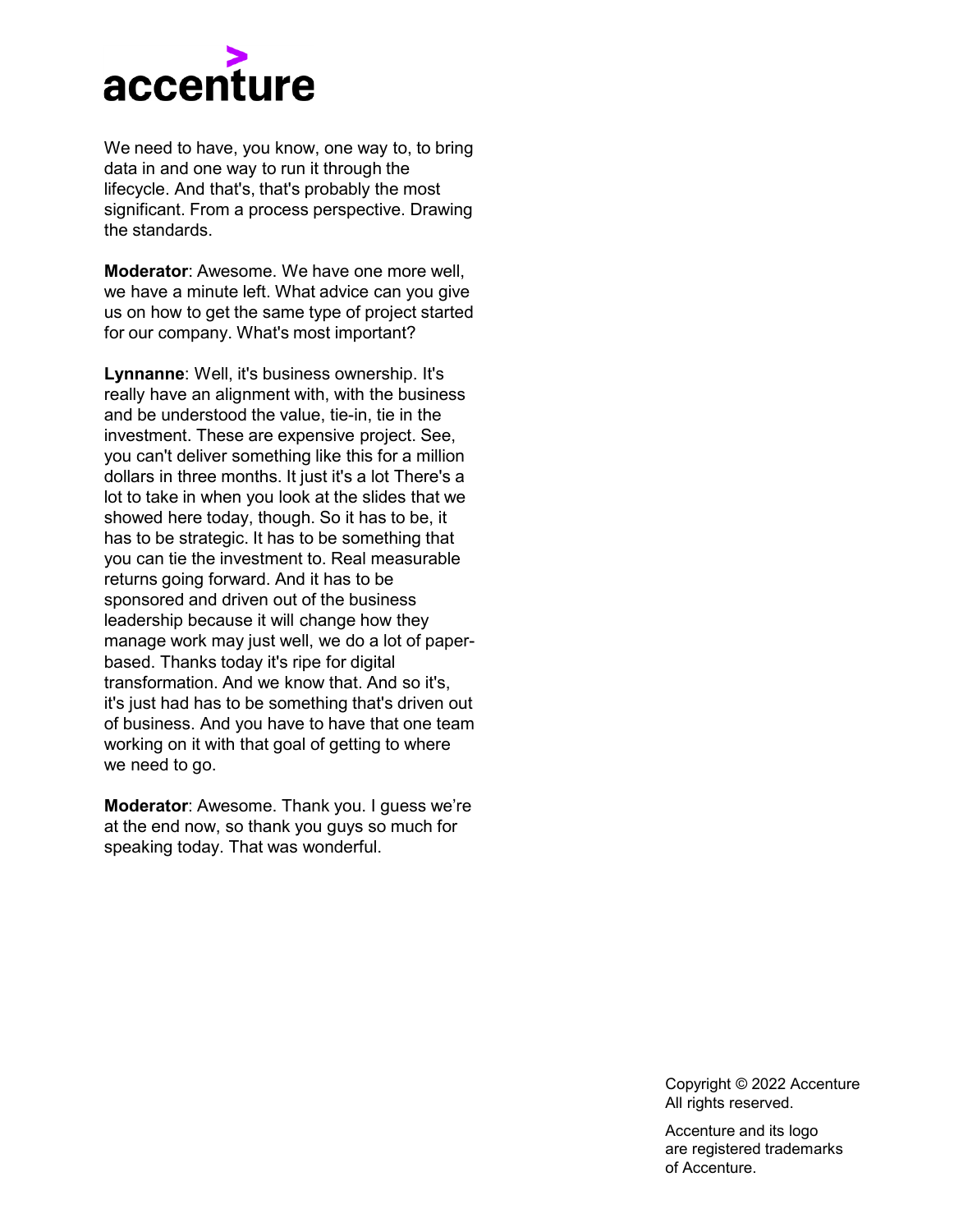We need to have, you know, one way to, to bring data in and one way to run it through the lifecycle. And that's, that's probably the most significant. From a process perspective. Drawing the standards.

**Moderator**: Awesome. We have one more well, we have a minute left. What advice can you give us on how to get the same type of project started for our company. What's most important?

**Lynnanne**: Well, it's business ownership. It's really have an alignment with, with the business and be understood the value, tie-in, tie in the investment. These are expensive project. See, you can't deliver something like this for a million dollars in three months. It just it's a lot There's a lot to take in when you look at the slides that we showed here today, though. So it has to be, it has to be strategic. It has to be something that you can tie the investment to. Real measurable returns going forward. And it has to be sponsored and driven out of the business leadership because it will change how they manage work may just well, we do a lot of paper-based. Thanks today it's ripe for digital transformation. And we know that. And so it's, it's just had has to be something that's driven out of business. And you have to have that one team working on it with that goal of getting to where we need to go.

**Moderator**: Awesome. Thank you. I guess we're at the end now, so thank you guys so much for speaking today. That was wonderful.

Copyright © 2022 Accenture
All rights reserved.

Accenture and its logo are registered trademarks of Accenture.